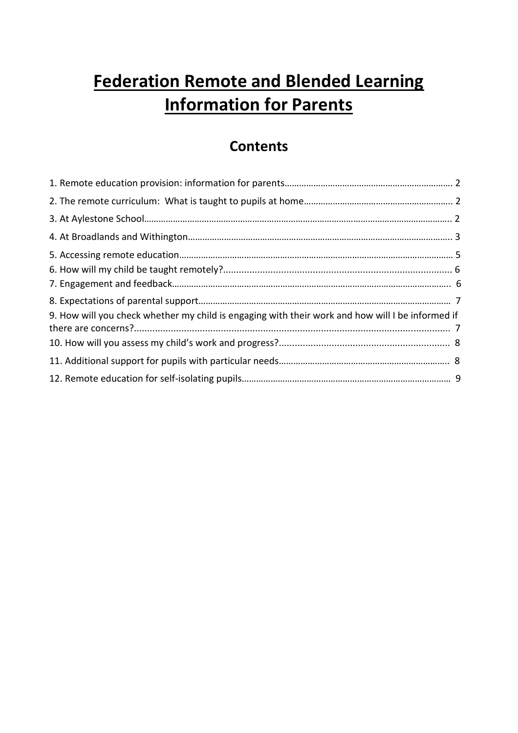# Federation Remote and Blended Learning Information for Parents

## Contents

1. Remote education provision: information for parents……………………………………………………………. 2
2. The remote curriculum: What is taught to pupils at home…………………………………………………….. 2
3. At Aylestone School…………………………………………………………………………………………………………….. 2
4. At Broadlands and Withington…………………………………………………………………………………………….. 3
5. Accessing remote education………………………………………………………………………………………………… 5
6. How will my child be taught remotely?....................................................................................... 6
7. Engagement and feedback…………………………………………………………………………………………………….. 6
8. Expectations of parental support…………………………………………………………………………………………… 7
9. How will you check whether my child is engaging with their work and how will I be informed if there are concerns?...................................................................................................................... 7
10. How will you assess my child's work and progress?................................................................ 8
11. Additional support for pupils with particular needs……………………………………………………………. 8
12. Remote education for self-isolating pupils……………………………………………………………………………. 9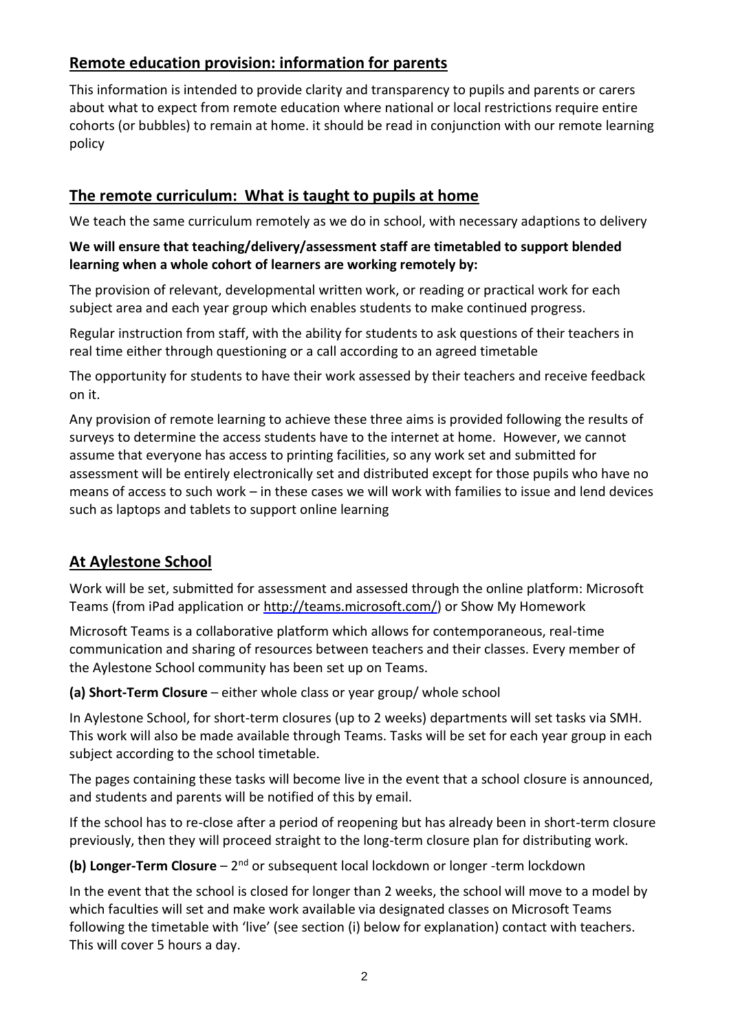## Remote education provision: information for parents

This information is intended to provide clarity and transparency to pupils and parents or carers about what to expect from remote education where national or local restrictions require entire cohorts (or bubbles) to remain at home. it should be read in conjunction with our remote learning policy

## The remote curriculum: What is taught to pupils at home

We teach the same curriculum remotely as we do in school, with necessary adaptions to delivery

**We will ensure that teaching/delivery/assessment staff are timetabled to support blended learning when a whole cohort of learners are working remotely by:**

The provision of relevant, developmental written work, or reading or practical work for each subject area and each year group which enables students to make continued progress.

Regular instruction from staff, with the ability for students to ask questions of their teachers in real time either through questioning or a call according to an agreed timetable

The opportunity for students to have their work assessed by their teachers and receive feedback on it.

Any provision of remote learning to achieve these three aims is provided following the results of surveys to determine the access students have to the internet at home. However, we cannot assume that everyone has access to printing facilities, so any work set and submitted for assessment will be entirely electronically set and distributed except for those pupils who have no means of access to such work – in these cases we will work with families to issue and lend devices such as laptops and tablets to support online learning

## At Aylestone School

Work will be set, submitted for assessment and assessed through the online platform: Microsoft Teams (from iPad application or http://teams.microsoft.com/) or Show My Homework

Microsoft Teams is a collaborative platform which allows for contemporaneous, real-time communication and sharing of resources between teachers and their classes. Every member of the Aylestone School community has been set up on Teams.

**(a) Short-Term Closure** – either whole class or year group/ whole school

In Aylestone School, for short-term closures (up to 2 weeks) departments will set tasks via SMH. This work will also be made available through Teams. Tasks will be set for each year group in each subject according to the school timetable.

The pages containing these tasks will become live in the event that a school closure is announced, and students and parents will be notified of this by email.

If the school has to re-close after a period of reopening but has already been in short-term closure previously, then they will proceed straight to the long-term closure plan for distributing work.

**(b) Longer-Term Closure** – 2nd or subsequent local lockdown or longer -term lockdown

In the event that the school is closed for longer than 2 weeks, the school will move to a model by which faculties will set and make work available via designated classes on Microsoft Teams following the timetable with 'live' (see section (i) below for explanation) contact with teachers. This will cover 5 hours a day.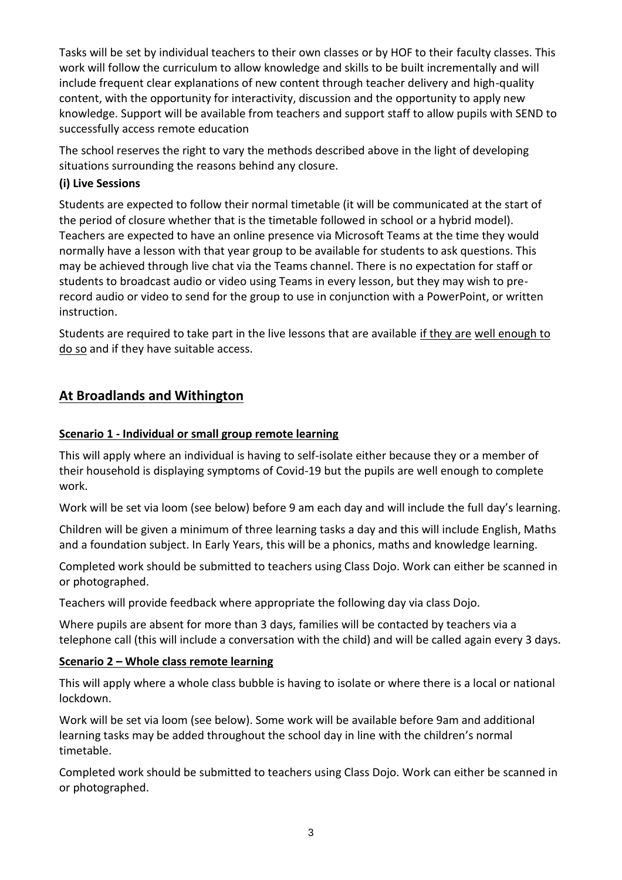Tasks will be set by individual teachers to their own classes or by HOF to their faculty classes. This work will follow the curriculum to allow knowledge and skills to be built incrementally and will include frequent clear explanations of new content through teacher delivery and high-quality content, with the opportunity for interactivity, discussion and the opportunity to apply new knowledge. Support will be available from teachers and support staff to allow pupils with SEND to successfully access remote education

The school reserves the right to vary the methods described above in the light of developing situations surrounding the reasons behind any closure.

**(i) Live Sessions**

Students are expected to follow their normal timetable (it will be communicated at the start of the period of closure whether that is the timetable followed in school or a hybrid model). Teachers are expected to have an online presence via Microsoft Teams at the time they would normally have a lesson with that year group to be available for students to ask questions. This may be achieved through live chat via the Teams channel. There is no expectation for staff or students to broadcast audio or video using Teams in every lesson, but they may wish to pre-record audio or video to send for the group to use in conjunction with a PowerPoint, or written instruction.

Students are required to take part in the live lessons that are available <u>if they are</u> <u>well enough to do so</u> and if they have suitable access.

## At Broadlands and Withington

**Scenario 1 - Individual or small group remote learning**

This will apply where an individual is having to self-isolate either because they or a member of their household is displaying symptoms of Covid-19 but the pupils are well enough to complete work.

Work will be set via loom (see below) before 9 am each day and will include the full day's learning.

Children will be given a minimum of three learning tasks a day and this will include English, Maths and a foundation subject. In Early Years, this will be a phonics, maths and knowledge learning.

Completed work should be submitted to teachers using Class Dojo. Work can either be scanned in or photographed.

Teachers will provide feedback where appropriate the following day via class Dojo.

Where pupils are absent for more than 3 days, families will be contacted by teachers via a telephone call (this will include a conversation with the child) and will be called again every 3 days.

**Scenario 2 – Whole class remote learning**

This will apply where a whole class bubble is having to isolate or where there is a local or national lockdown.

Work will be set via loom (see below). Some work will be available before 9am and additional learning tasks may be added throughout the school day in line with the children's normal timetable.

Completed work should be submitted to teachers using Class Dojo. Work can either be scanned in or photographed.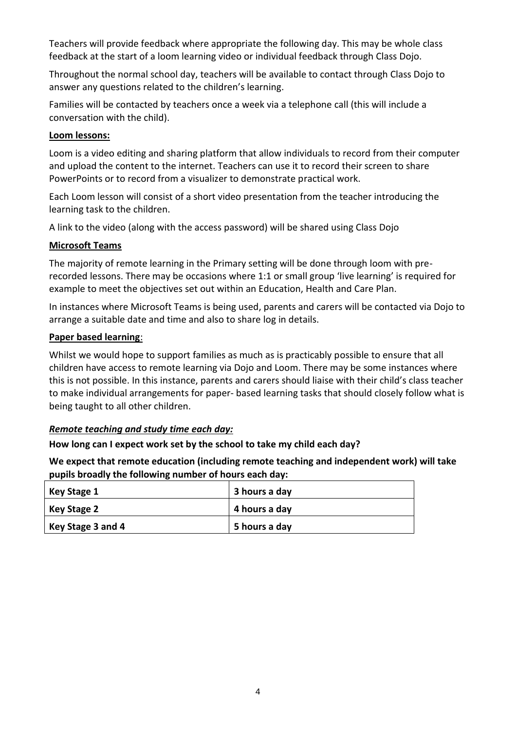Teachers will provide feedback where appropriate the following day. This may be whole class feedback at the start of a loom learning video or individual feedback through Class Dojo.

Throughout the normal school day, teachers will be available to contact through Class Dojo to answer any questions related to the children's learning.

Families will be contacted by teachers once a week via a telephone call (this will include a conversation with the child).

**Loom lessons:**

Loom is a video editing and sharing platform that allow individuals to record from their computer and upload the content to the internet. Teachers can use it to record their screen to share PowerPoints or to record from a visualizer to demonstrate practical work.

Each Loom lesson will consist of a short video presentation from the teacher introducing the learning task to the children.

A link to the video (along with the access password) will be shared using Class Dojo

**Microsoft Teams**

The majority of remote learning in the Primary setting will be done through loom with pre-recorded lessons. There may be occasions where 1:1 or small group 'live learning' is required for example to meet the objectives set out within an Education, Health and Care Plan.

In instances where Microsoft Teams is being used, parents and carers will be contacted via Dojo to arrange a suitable date and time and also to share log in details.

**Paper based learning**:

Whilst we would hope to support families as much as is practicably possible to ensure that all children have access to remote learning via Dojo and Loom. There may be some instances where this is not possible. In this instance, parents and carers should liaise with their child's class teacher to make individual arrangements for paper- based learning tasks that should closely follow what is being taught to all other children.

***Remote teaching and study time each day:***

**How long can I expect work set by the school to take my child each day?**

**We expect that remote education (including remote teaching and independent work) will take pupils broadly the following number of hours each day:**

| Key Stage 1 | 3 hours a day |
| --- | --- |
| Key Stage 2 | 4 hours a day |
| Key Stage 3 and 4 | 5 hours a day |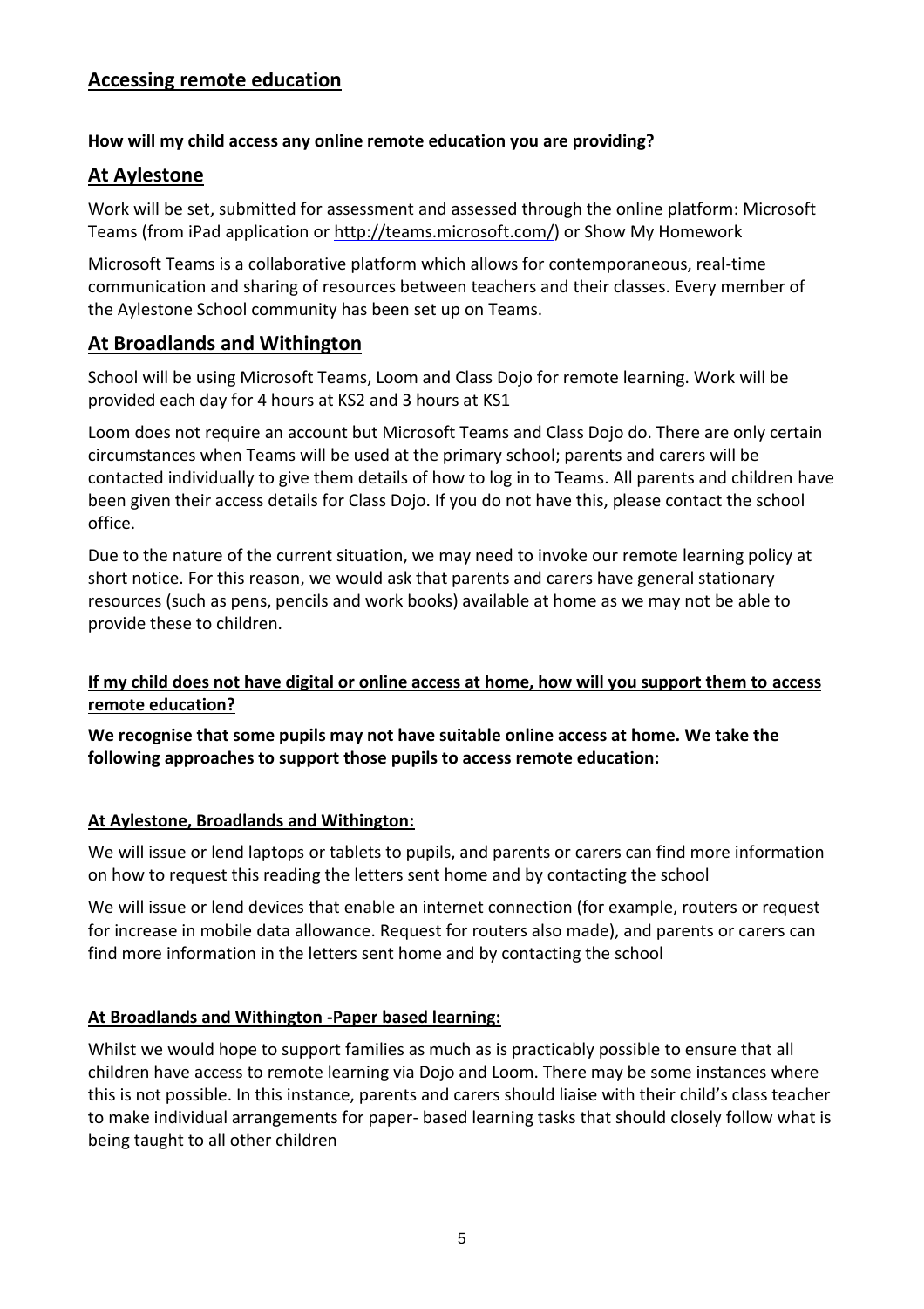## Accessing remote education

**How will my child access any online remote education you are providing?**

## At Aylestone

Work will be set, submitted for assessment and assessed through the online platform: Microsoft Teams (from iPad application or http://teams.microsoft.com/) or Show My Homework

Microsoft Teams is a collaborative platform which allows for contemporaneous, real-time communication and sharing of resources between teachers and their classes. Every member of the Aylestone School community has been set up on Teams.

## At Broadlands and Withington

School will be using Microsoft Teams, Loom and Class Dojo for remote learning. Work will be provided each day for 4 hours at KS2 and 3 hours at KS1

Loom does not require an account but Microsoft Teams and Class Dojo do. There are only certain circumstances when Teams will be used at the primary school; parents and carers will be contacted individually to give them details of how to log in to Teams. All parents and children have been given their access details for Class Dojo. If you do not have this, please contact the school office.

Due to the nature of the current situation, we may need to invoke our remote learning policy at short notice. For this reason, we would ask that parents and carers have general stationary resources (such as pens, pencils and work books) available at home as we may not be able to provide these to children.

**If my child does not have digital or online access at home, how will you support them to access remote education?**

**We recognise that some pupils may not have suitable online access at home. We take the following approaches to support those pupils to access remote education:**

**At Aylestone, Broadlands and Withington:**

We will issue or lend laptops or tablets to pupils, and parents or carers can find more information on how to request this reading the letters sent home and by contacting the school

We will issue or lend devices that enable an internet connection (for example, routers or request for increase in mobile data allowance. Request for routers also made), and parents or carers can find more information in the letters sent home and by contacting the school

**At Broadlands and Withington -Paper based learning:**

Whilst we would hope to support families as much as is practicably possible to ensure that all children have access to remote learning via Dojo and Loom. There may be some instances where this is not possible. In this instance, parents and carers should liaise with their child's class teacher to make individual arrangements for paper- based learning tasks that should closely follow what is being taught to all other children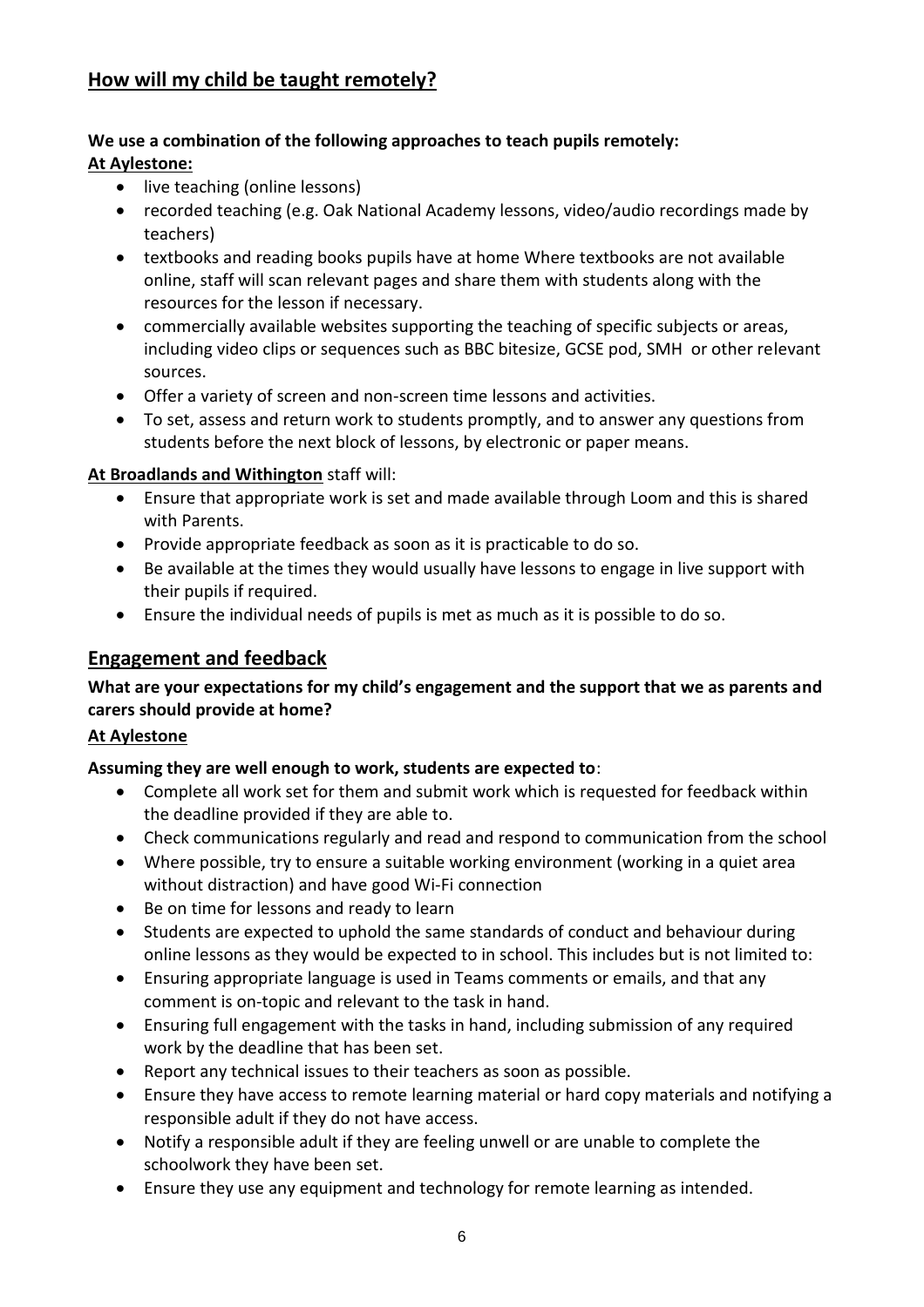## How will my child be taught remotely?

**We use a combination of the following approaches to teach pupils remotely:**

**At Aylestone:**

- live teaching (online lessons)
- recorded teaching (e.g. Oak National Academy lessons, video/audio recordings made by teachers)
- textbooks and reading books pupils have at home Where textbooks are not available online, staff will scan relevant pages and share them with students along with the resources for the lesson if necessary.
- commercially available websites supporting the teaching of specific subjects or areas, including video clips or sequences such as BBC bitesize, GCSE pod, SMH or other relevant sources.
- Offer a variety of screen and non-screen time lessons and activities.
- To set, assess and return work to students promptly, and to answer any questions from students before the next block of lessons, by electronic or paper means.

**At Broadlands and Withington** staff will:

- Ensure that appropriate work is set and made available through Loom and this is shared with Parents.
- Provide appropriate feedback as soon as it is practicable to do so.
- Be available at the times they would usually have lessons to engage in live support with their pupils if required.
- Ensure the individual needs of pupils is met as much as it is possible to do so.

## Engagement and feedback

**What are your expectations for my child's engagement and the support that we as parents and carers should provide at home?**

**At Aylestone**

**Assuming they are well enough to work, students are expected to**:

- Complete all work set for them and submit work which is requested for feedback within the deadline provided if they are able to.
- Check communications regularly and read and respond to communication from the school
- Where possible, try to ensure a suitable working environment (working in a quiet area without distraction) and have good Wi-Fi connection
- Be on time for lessons and ready to learn
- Students are expected to uphold the same standards of conduct and behaviour during online lessons as they would be expected to in school. This includes but is not limited to:
- Ensuring appropriate language is used in Teams comments or emails, and that any comment is on-topic and relevant to the task in hand.
- Ensuring full engagement with the tasks in hand, including submission of any required work by the deadline that has been set.
- Report any technical issues to their teachers as soon as possible.
- Ensure they have access to remote learning material or hard copy materials and notifying a responsible adult if they do not have access.
- Notify a responsible adult if they are feeling unwell or are unable to complete the schoolwork they have been set.
- Ensure they use any equipment and technology for remote learning as intended.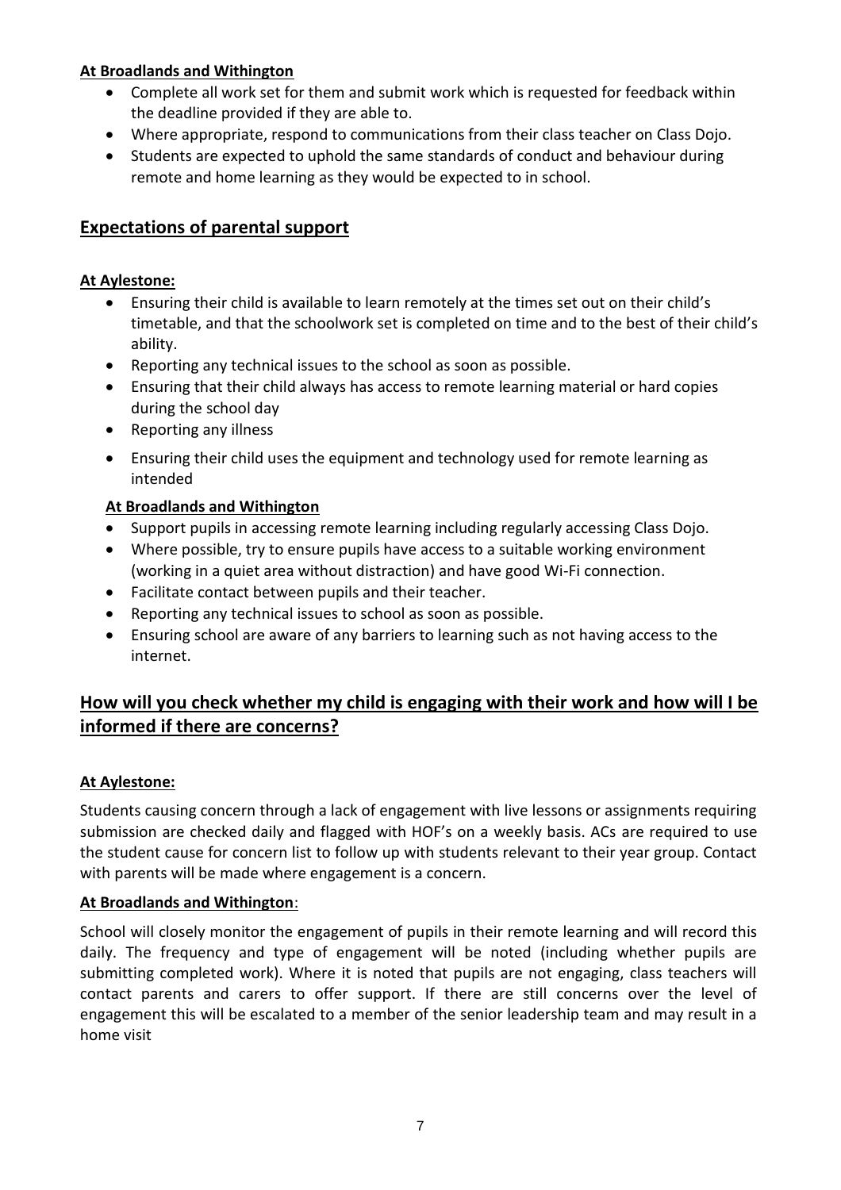**At Broadlands and Withington**

- Complete all work set for them and submit work which is requested for feedback within the deadline provided if they are able to.
- Where appropriate, respond to communications from their class teacher on Class Dojo.
- Students are expected to uphold the same standards of conduct and behaviour during remote and home learning as they would be expected to in school.

## Expectations of parental support

**At Aylestone:**

- Ensuring their child is available to learn remotely at the times set out on their child's timetable, and that the schoolwork set is completed on time and to the best of their child's ability.
- Reporting any technical issues to the school as soon as possible.
- Ensuring that their child always has access to remote learning material or hard copies during the school day
- Reporting any illness
- Ensuring their child uses the equipment and technology used for remote learning as intended

**At Broadlands and Withington**

- Support pupils in accessing remote learning including regularly accessing Class Dojo.
- Where possible, try to ensure pupils have access to a suitable working environment (working in a quiet area without distraction) and have good Wi-Fi connection.
- Facilitate contact between pupils and their teacher.
- Reporting any technical issues to school as soon as possible.
- Ensuring school are aware of any barriers to learning such as not having access to the internet.

## How will you check whether my child is engaging with their work and how will I be informed if there are concerns?

**At Aylestone:**

Students causing concern through a lack of engagement with live lessons or assignments requiring submission are checked daily and flagged with HOF's on a weekly basis. ACs are required to use the student cause for concern list to follow up with students relevant to their year group. Contact with parents will be made where engagement is a concern.

**At Broadlands and Withington**:

School will closely monitor the engagement of pupils in their remote learning and will record this daily. The frequency and type of engagement will be noted (including whether pupils are submitting completed work). Where it is noted that pupils are not engaging, class teachers will contact parents and carers to offer support. If there are still concerns over the level of engagement this will be escalated to a member of the senior leadership team and may result in a home visit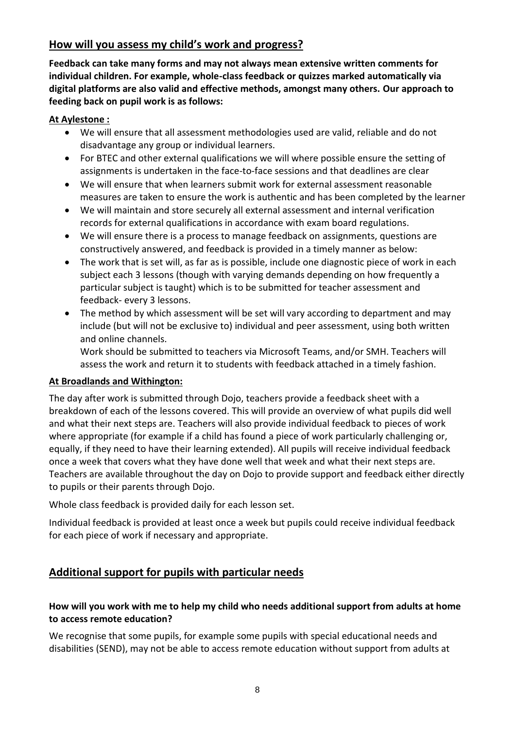## How will you assess my child's work and progress?

**Feedback can take many forms and may not always mean extensive written comments for individual children. For example, whole-class feedback or quizzes marked automatically via digital platforms are also valid and effective methods, amongst many others. Our approach to feeding back on pupil work is as follows:**

**At Aylestone :**

- We will ensure that all assessment methodologies used are valid, reliable and do not disadvantage any group or individual learners.
- For BTEC and other external qualifications we will where possible ensure the setting of assignments is undertaken in the face-to-face sessions and that deadlines are clear
- We will ensure that when learners submit work for external assessment reasonable measures are taken to ensure the work is authentic and has been completed by the learner
- We will maintain and store securely all external assessment and internal verification records for external qualifications in accordance with exam board regulations.
- We will ensure there is a process to manage feedback on assignments, questions are constructively answered, and feedback is provided in a timely manner as below:
- The work that is set will, as far as is possible, include one diagnostic piece of work in each subject each 3 lessons (though with varying demands depending on how frequently a particular subject is taught) which is to be submitted for teacher assessment and feedback- every 3 lessons.
- The method by which assessment will be set will vary according to department and may include (but will not be exclusive to) individual and peer assessment, using both written and online channels.
  Work should be submitted to teachers via Microsoft Teams, and/or SMH. Teachers will assess the work and return it to students with feedback attached in a timely fashion.

**At Broadlands and Withington:**

The day after work is submitted through Dojo, teachers provide a feedback sheet with a breakdown of each of the lessons covered. This will provide an overview of what pupils did well and what their next steps are. Teachers will also provide individual feedback to pieces of work where appropriate (for example if a child has found a piece of work particularly challenging or, equally, if they need to have their learning extended). All pupils will receive individual feedback once a week that covers what they have done well that week and what their next steps are. Teachers are available throughout the day on Dojo to provide support and feedback either directly to pupils or their parents through Dojo.

Whole class feedback is provided daily for each lesson set.

Individual feedback is provided at least once a week but pupils could receive individual feedback for each piece of work if necessary and appropriate.

## Additional support for pupils with particular needs

### How will you work with me to help my child who needs additional support from adults at home to access remote education?

We recognise that some pupils, for example some pupils with special educational needs and disabilities (SEND), may not be able to access remote education without support from adults at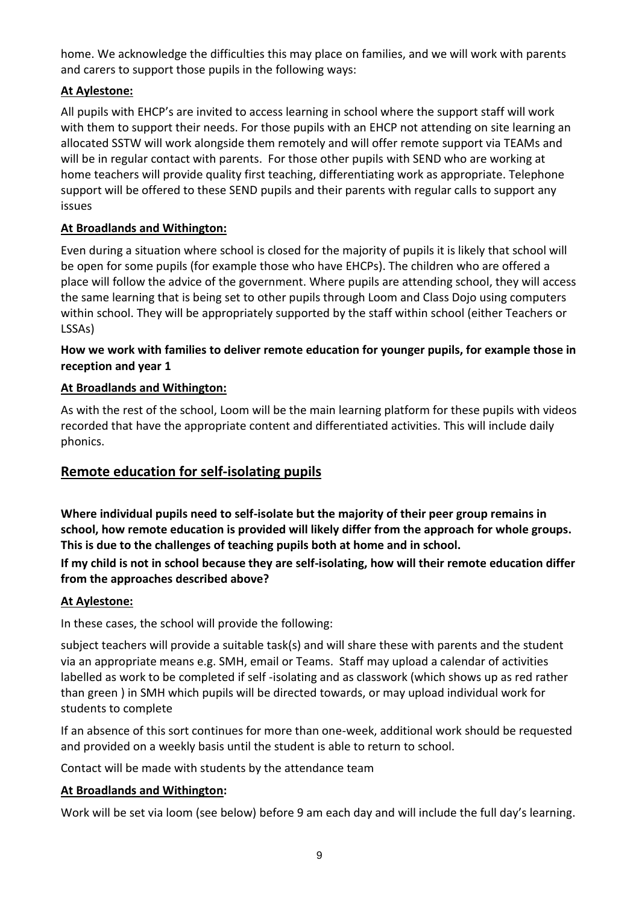home. We acknowledge the difficulties this may place on families, and we will work with parents and carers to support those pupils in the following ways:

**At Aylestone:**

All pupils with EHCP's are invited to access learning in school where the support staff will work with them to support their needs. For those pupils with an EHCP not attending on site learning an allocated SSTW will work alongside them remotely and will offer remote support via TEAMs and will be in regular contact with parents. For those other pupils with SEND who are working at home teachers will provide quality first teaching, differentiating work as appropriate. Telephone support will be offered to these SEND pupils and their parents with regular calls to support any issues

**At Broadlands and Withington:**

Even during a situation where school is closed for the majority of pupils it is likely that school will be open for some pupils (for example those who have EHCPs). The children who are offered a place will follow the advice of the government. Where pupils are attending school, they will access the same learning that is being set to other pupils through Loom and Class Dojo using computers within school. They will be appropriately supported by the staff within school (either Teachers or LSSAs)

**How we work with families to deliver remote education for younger pupils, for example those in reception and year 1**

**At Broadlands and Withington:**

As with the rest of the school, Loom will be the main learning platform for these pupils with videos recorded that have the appropriate content and differentiated activities. This will include daily phonics.

## Remote education for self-isolating pupils

**Where individual pupils need to self-isolate but the majority of their peer group remains in school, how remote education is provided will likely differ from the approach for whole groups. This is due to the challenges of teaching pupils both at home and in school.**

**If my child is not in school because they are self-isolating, how will their remote education differ from the approaches described above?**

**At Aylestone:**

In these cases, the school will provide the following:

subject teachers will provide a suitable task(s) and will share these with parents and the student via an appropriate means e.g. SMH, email or Teams. Staff may upload a calendar of activities labelled as work to be completed if self -isolating and as classwork (which shows up as red rather than green ) in SMH which pupils will be directed towards, or may upload individual work for students to complete

If an absence of this sort continues for more than one-week, additional work should be requested and provided on a weekly basis until the student is able to return to school.

Contact will be made with students by the attendance team

**At Broadlands and Withington:**

Work will be set via loom (see below) before 9 am each day and will include the full day's learning.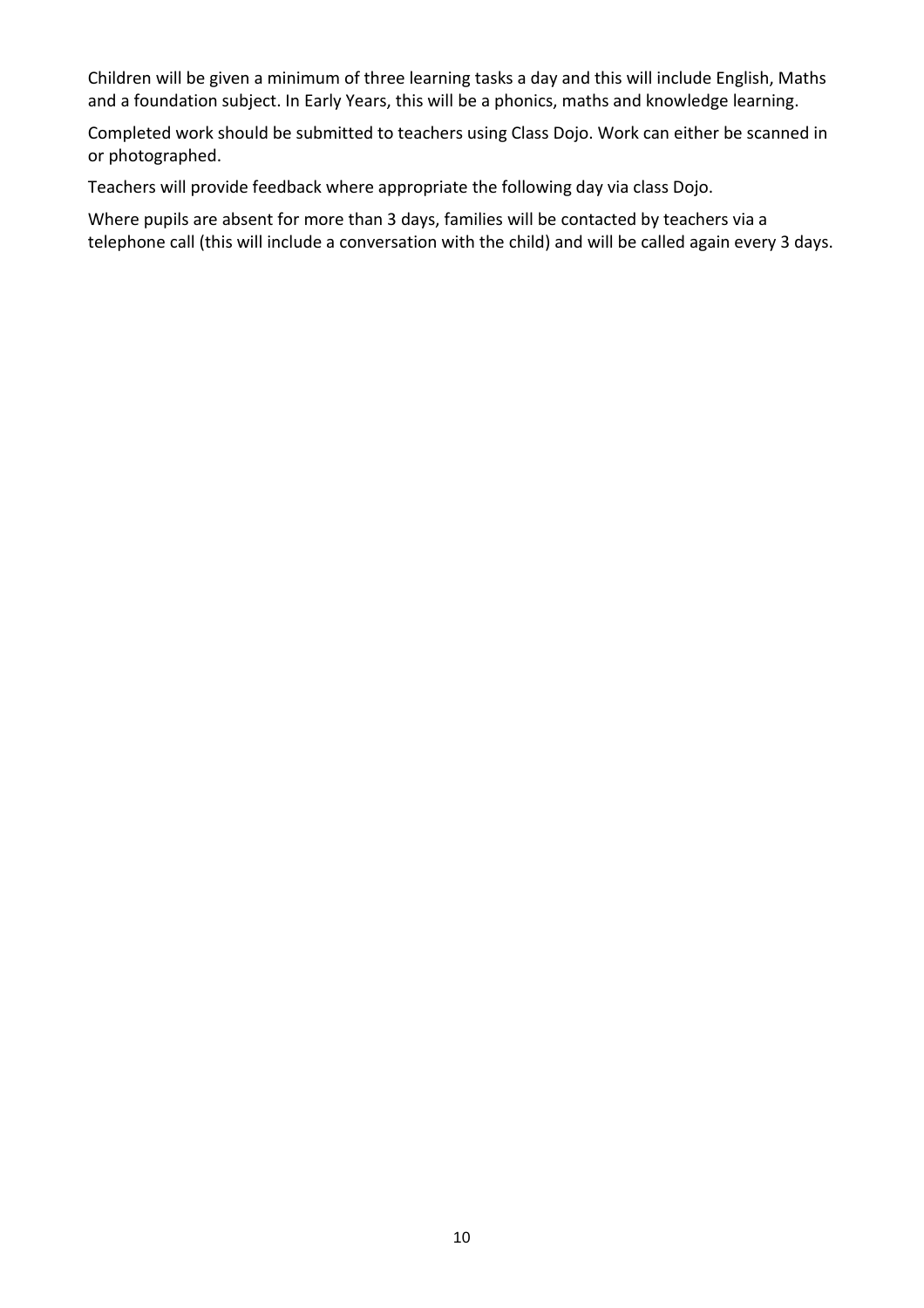Children will be given a minimum of three learning tasks a day and this will include English, Maths and a foundation subject. In Early Years, this will be a phonics, maths and knowledge learning.

Completed work should be submitted to teachers using Class Dojo. Work can either be scanned in or photographed.

Teachers will provide feedback where appropriate the following day via class Dojo.

Where pupils are absent for more than 3 days, families will be contacted by teachers via a telephone call (this will include a conversation with the child) and will be called again every 3 days.